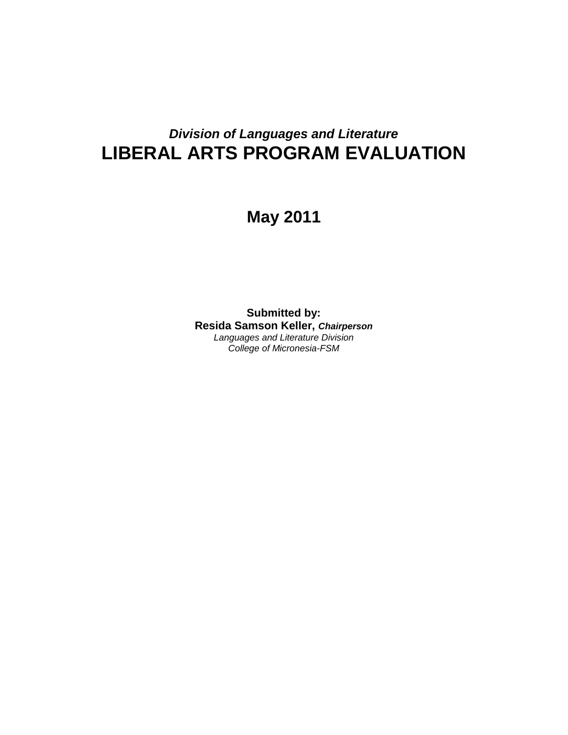***Division of Languages and Literature***

# LIBERAL ARTS PROGRAM EVALUATION

## May 2011

**Submitted by:**
**Resida Samson Keller,** ***Chairperson***
*Languages and Literature Division*
*College of Micronesia-FSM*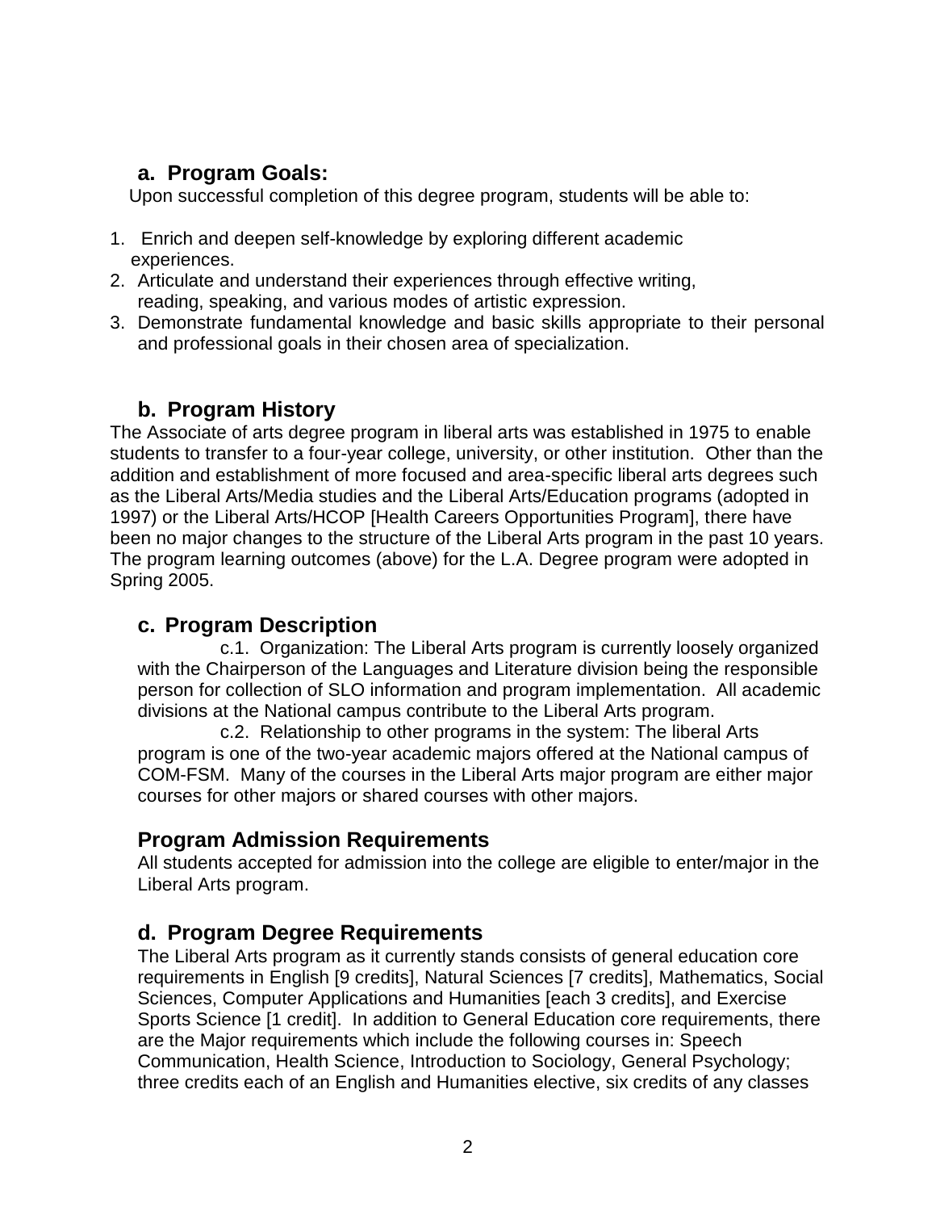## a. Program Goals:

Upon successful completion of this degree program, students will be able to:

1. Enrich and deepen self-knowledge by exploring different academic experiences.
2. Articulate and understand their experiences through effective writing, reading, speaking, and various modes of artistic expression.
3. Demonstrate fundamental knowledge and basic skills appropriate to their personal and professional goals in their chosen area of specialization.

## b. Program History

The Associate of arts degree program in liberal arts was established in 1975 to enable students to transfer to a four-year college, university, or other institution. Other than the addition and establishment of more focused and area-specific liberal arts degrees such as the Liberal Arts/Media studies and the Liberal Arts/Education programs (adopted in 1997) or the Liberal Arts/HCOP [Health Careers Opportunities Program], there have been no major changes to the structure of the Liberal Arts program in the past 10 years. The program learning outcomes (above) for the L.A. Degree program were adopted in Spring 2005.

## c. Program Description

c.1. Organization: The Liberal Arts program is currently loosely organized with the Chairperson of the Languages and Literature division being the responsible person for collection of SLO information and program implementation. All academic divisions at the National campus contribute to the Liberal Arts program.

c.2. Relationship to other programs in the system: The liberal Arts program is one of the two-year academic majors offered at the National campus of COM-FSM. Many of the courses in the Liberal Arts major program are either major courses for other majors or shared courses with other majors.

## Program Admission Requirements

All students accepted for admission into the college are eligible to enter/major in the Liberal Arts program.

## d. Program Degree Requirements

The Liberal Arts program as it currently stands consists of general education core requirements in English [9 credits], Natural Sciences [7 credits], Mathematics, Social Sciences, Computer Applications and Humanities [each 3 credits], and Exercise Sports Science [1 credit]. In addition to General Education core requirements, there are the Major requirements which include the following courses in: Speech Communication, Health Science, Introduction to Sociology, General Psychology; three credits each of an English and Humanities elective, six credits of any classes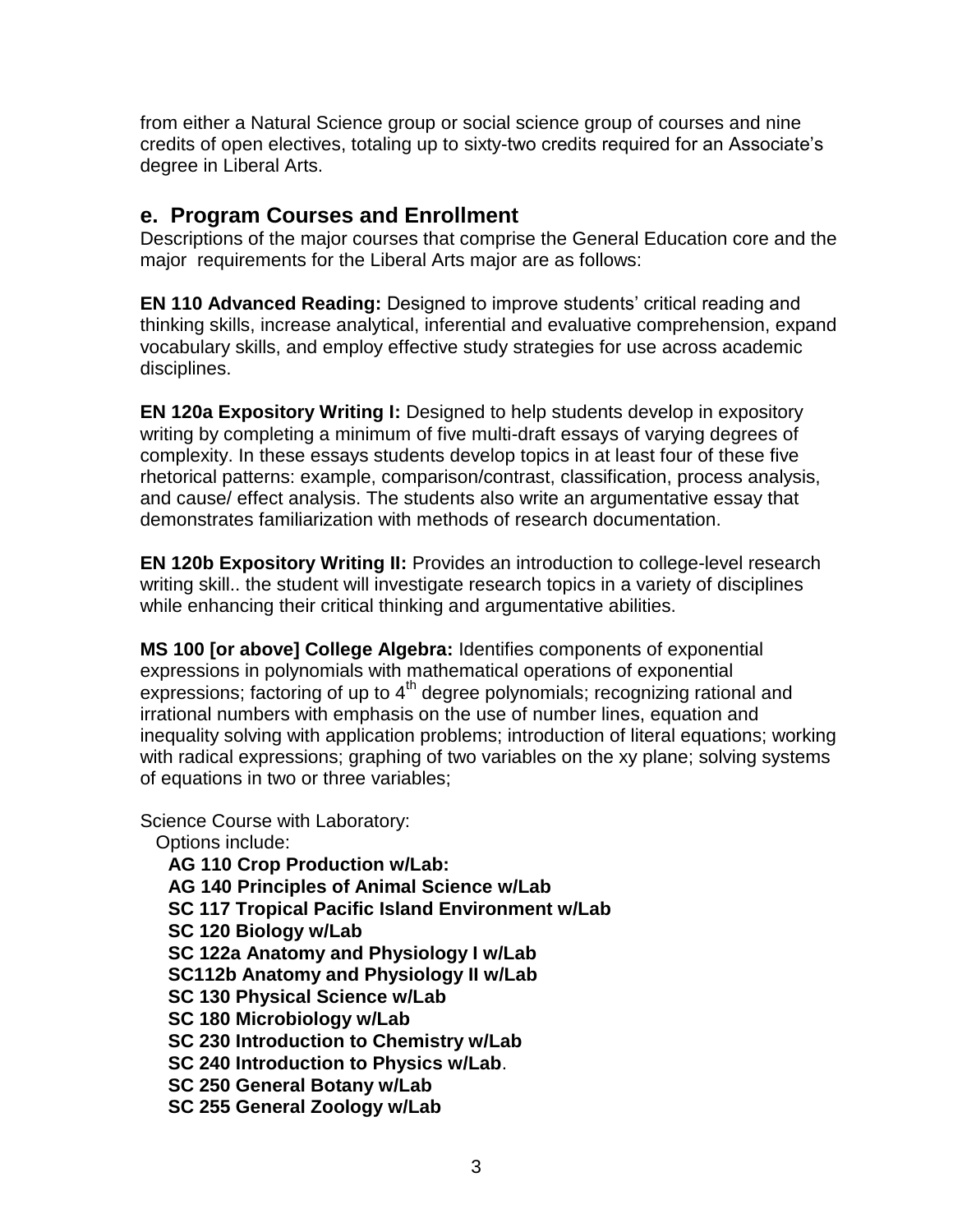from either a Natural Science group or social science group of courses and nine credits of open electives, totaling up to sixty-two credits required for an Associate's degree in Liberal Arts.

## e. Program Courses and Enrollment

Descriptions of the major courses that comprise the General Education core and the major requirements for the Liberal Arts major are as follows:

**EN 110 Advanced Reading:** Designed to improve students' critical reading and thinking skills, increase analytical, inferential and evaluative comprehension, expand vocabulary skills, and employ effective study strategies for use across academic disciplines.

**EN 120a Expository Writing I:** Designed to help students develop in expository writing by completing a minimum of five multi-draft essays of varying degrees of complexity. In these essays students develop topics in at least four of these five rhetorical patterns: example, comparison/contrast, classification, process analysis, and cause/ effect analysis. The students also write an argumentative essay that demonstrates familiarization with methods of research documentation.

**EN 120b Expository Writing II:** Provides an introduction to college-level research writing skill.. the student will investigate research topics in a variety of disciplines while enhancing their critical thinking and argumentative abilities.

**MS 100 [or above] College Algebra:** Identifies components of exponential expressions in polynomials with mathematical operations of exponential expressions; factoring of up to $4^{th}$ degree polynomials; recognizing rational and irrational numbers with emphasis on the use of number lines, equation and inequality solving with application problems; introduction of literal equations; working with radical expressions; graphing of two variables on the xy plane; solving systems of equations in two or three variables;

Science Course with Laboratory:

Options include:

- **AG 110 Crop Production w/Lab:**
- **AG 140 Principles of Animal Science w/Lab**
- **SC 117 Tropical Pacific Island Environment w/Lab**
- **SC 120 Biology w/Lab**
- **SC 122a Anatomy and Physiology I w/Lab**
- **SC112b Anatomy and Physiology II w/Lab**
- **SC 130 Physical Science w/Lab**
- **SC 180 Microbiology w/Lab**
- **SC 230 Introduction to Chemistry w/Lab**
- **SC 240 Introduction to Physics w/Lab**.
- **SC 250 General Botany w/Lab**
- **SC 255 General Zoology w/Lab**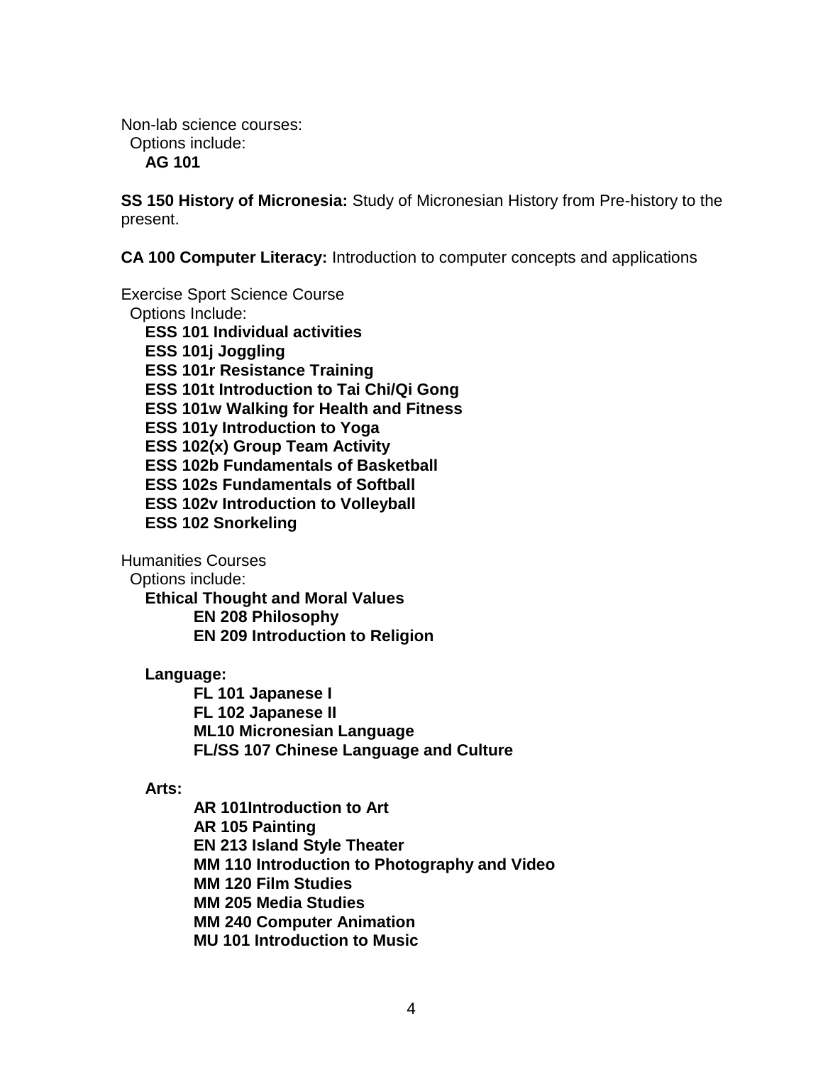Non-lab science courses:
- Options include:
  - **AG 101**

**SS 150 History of Micronesia:** Study of Micronesian History from Pre-history to the present.

**CA 100 Computer Literacy:** Introduction to computer concepts and applications

Exercise Sport Science Course
- Options Include:
  - **ESS 101 Individual activities**
  - **ESS 101j Joggling**
  - **ESS 101r Resistance Training**
  - **ESS 101t Introduction to Tai Chi/Qi Gong**
  - **ESS 101w Walking for Health and Fitness**
  - **ESS 101y Introduction to Yoga**
  - **ESS 102(x) Group Team Activity**
  - **ESS 102b Fundamentals of Basketball**
  - **ESS 102s Fundamentals of Softball**
  - **ESS 102v Introduction to Volleyball**
  - **ESS 102 Snorkeling**

Humanities Courses
- Options include:
  - **Ethical Thought and Moral Values**
    - **EN 208 Philosophy**
    - **EN 209 Introduction to Religion**
  - **Language:**
    - **FL 101 Japanese I**
    - **FL 102 Japanese II**
    - **ML10 Micronesian Language**
    - **FL/SS 107 Chinese Language and Culture**
  - **Arts:**
    - **AR 101Introduction to Art**
    - **AR 105 Painting**
    - **EN 213 Island Style Theater**
    - **MM 110 Introduction to Photography and Video**
    - **MM 120 Film Studies**
    - **MM 205 Media Studies**
    - **MM 240 Computer Animation**
    - **MU 101 Introduction to Music**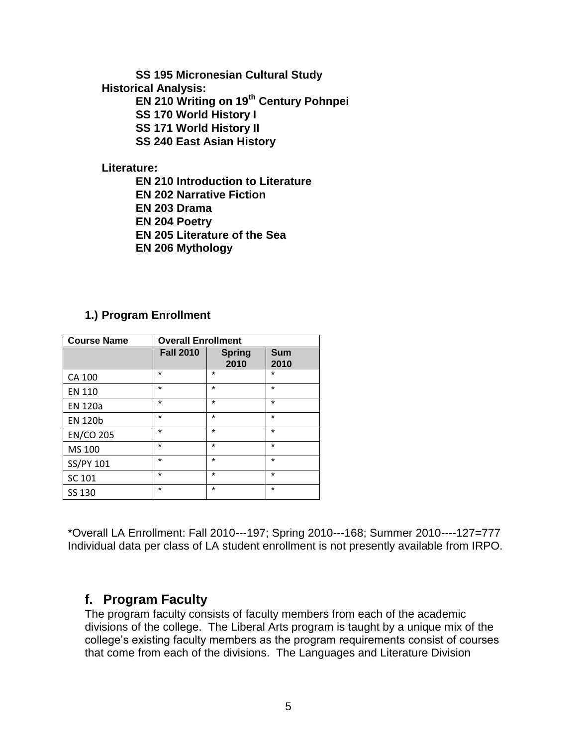**SS 195 Micronesian Cultural Study**

**Historical Analysis:**

**EN 210 Writing on 19th Century Pohnpei**
**SS 170 World History I**
**SS 171 World History II**
**SS 240 East Asian History**

**Literature:**

**EN 210 Introduction to Literature**
**EN 202 Narrative Fiction**
**EN 203 Drama**
**EN 204 Poetry**
**EN 205 Literature of the Sea**
**EN 206 Mythology**

### 1.) Program Enrollment

| Course Name | Overall Enrollment | | |
|---|---|---|---|
| | Fall 2010 | Spring 2010 | Sum 2010 |
| CA 100 | * | * | * |
| EN 110 | * | * | * |
| EN 120a | * | * | * |
| EN 120b | * | * | * |
| EN/CO 205 | * | * | * |
| MS 100 | * | * | * |
| SS/PY 101 | * | * | * |
| SC 101 | * | * | * |
| SS 130 | * | * | * |

*Overall LA Enrollment: Fall 2010---197; Spring 2010---168; Summer 2010----127=777
Individual data per class of LA student enrollment is not presently available from IRPO.

## f. Program Faculty

The program faculty consists of faculty members from each of the academic divisions of the college. The Liberal Arts program is taught by a unique mix of the college's existing faculty members as the program requirements consist of courses that come from each of the divisions. The Languages and Literature Division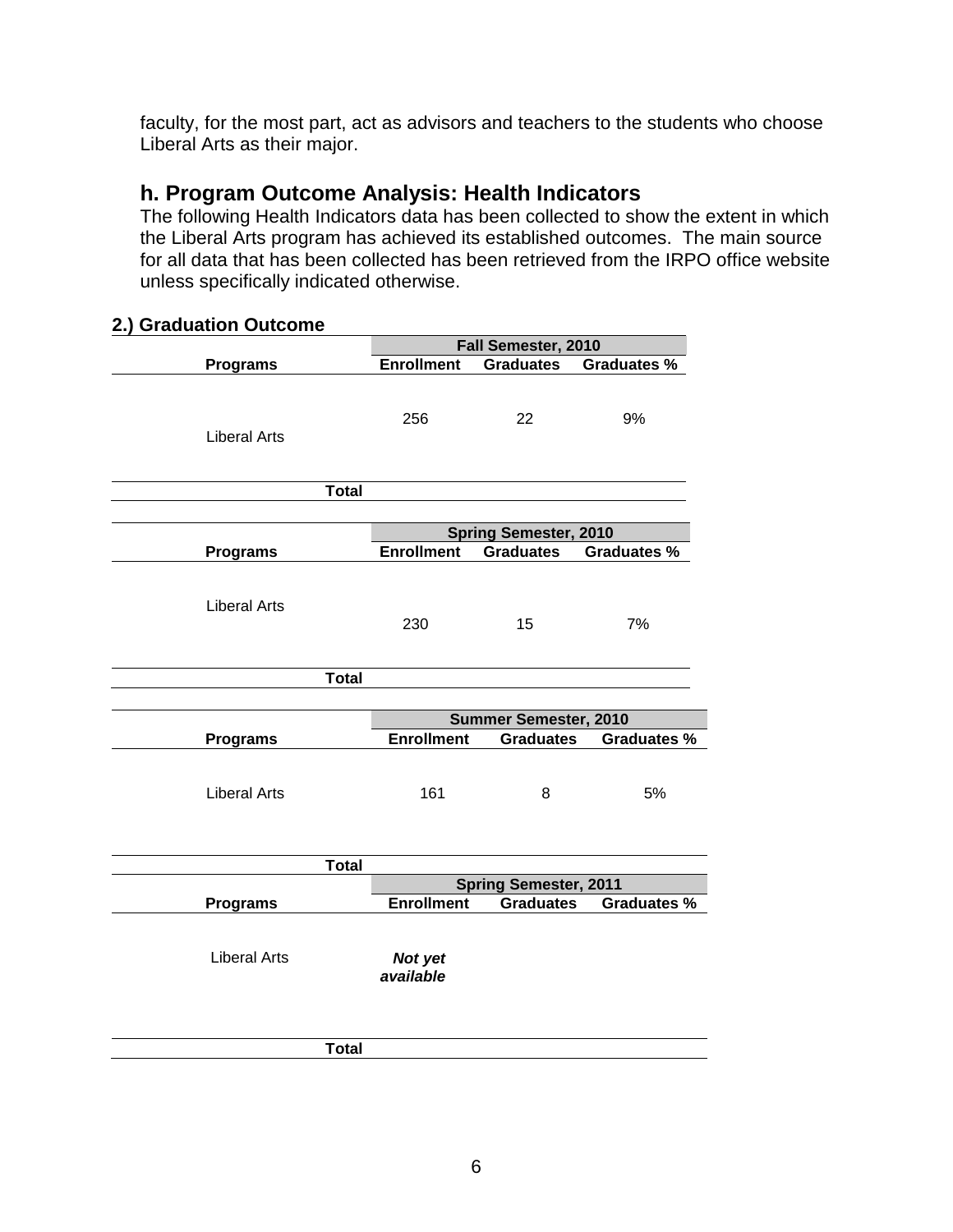faculty, for the most part, act as advisors and teachers to the students who choose Liberal Arts as their major.

## h. Program Outcome Analysis: Health Indicators

The following Health Indicators data has been collected to show the extent in which the Liberal Arts program has achieved its established outcomes. The main source for all data that has been collected has been retrieved from the IRPO office website unless specifically indicated otherwise.

### 2.) Graduation Outcome

| | Fall Semester, 2010 | | |
|---|---|---|---|
| **Programs** | **Enrollment** | **Graduates** | **Graduates %** |
| Liberal Arts | 256 | 22 | 9% |
| **Total** | | | |

| | Spring Semester, 2010 | | |
|---|---|---|---|
| **Programs** | **Enrollment** | **Graduates** | **Graduates %** |
| Liberal Arts | 230 | 15 | 7% |
| **Total** | | | |

| | Summer Semester, 2010 | | |
|---|---|---|---|
| **Programs** | **Enrollment** | **Graduates** | **Graduates %** |
| Liberal Arts | 161 | 8 | 5% |
| **Total** | | | |

| | Spring Semester, 2011 | | |
|---|---|---|---|
| **Programs** | **Enrollment** | **Graduates** | **Graduates %** |
| Liberal Arts | ***Not yet available*** | | |
| **Total** | | | |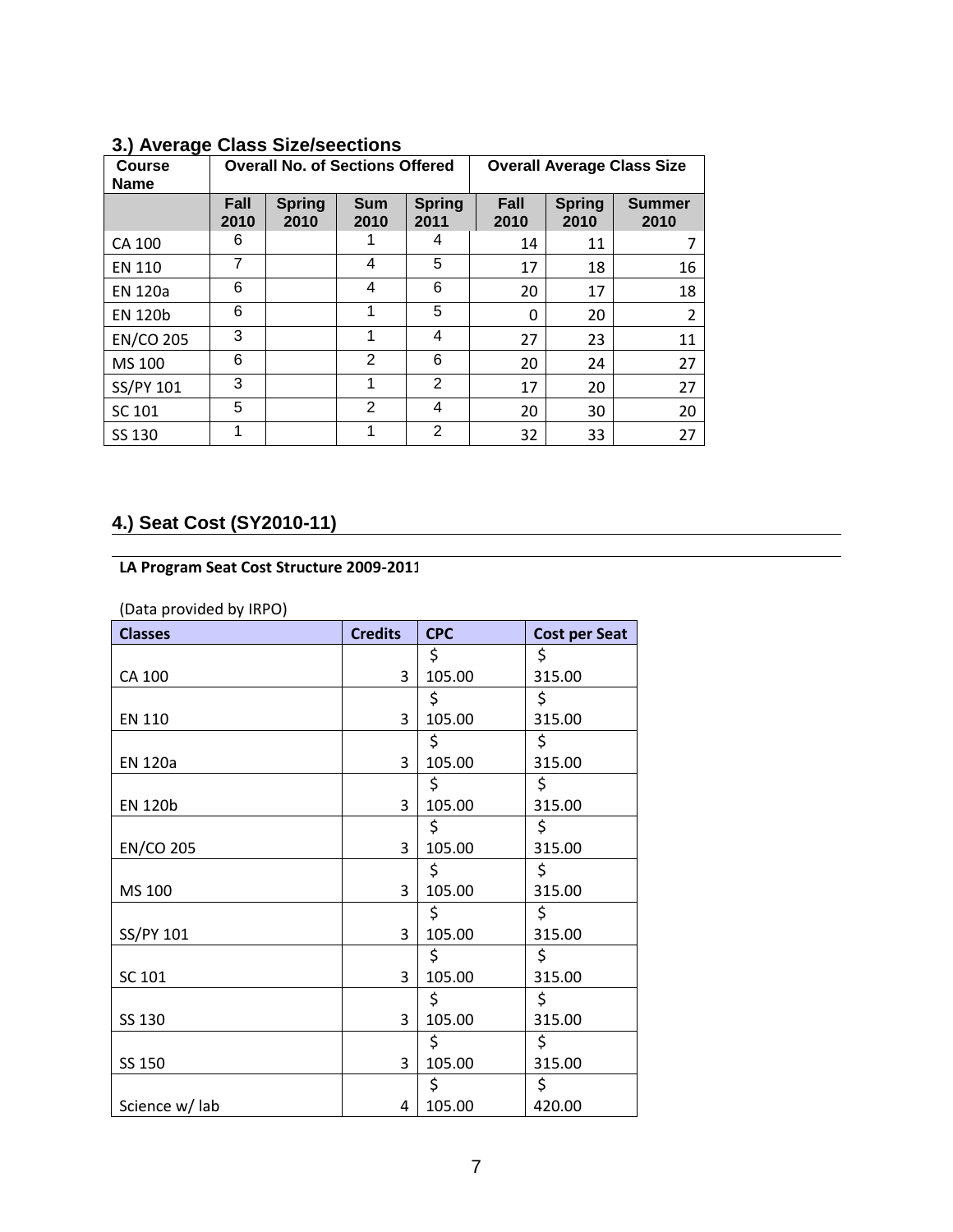### 3.) Average Class Size/seections

| Course Name | Overall No. of Sections Offered | | | | Overall Average Class Size | | |
|---|---|---|---|---|---|---|---|
| | Fall 2010 | Spring 2010 | Sum 2010 | Spring 2011 | Fall 2010 | Spring 2010 | Summer 2010 |
| CA 100 | 6 | | 1 | 4 | 14 | 11 | 7 |
| EN 110 | 7 | | 4 | 5 | 17 | 18 | 16 |
| EN 120a | 6 | | 4 | 6 | 20 | 17 | 18 |
| EN 120b | 6 | | 1 | 5 | 0 | 20 | 2 |
| EN/CO 205 | 3 | | 1 | 4 | 27 | 23 | 11 |
| MS 100 | 6 | | 2 | 6 | 20 | 24 | 27 |
| SS/PY 101 | 3 | | 1 | 2 | 17 | 20 | 27 |
| SC 101 | 5 | | 2 | 4 | 20 | 30 | 20 |
| SS 130 | 1 | | 1 | 2 | 32 | 33 | 27 |

### 4.) Seat Cost (SY2010-11)

**LA Program Seat Cost Structure 2009-2011**

(Data provided by IRPO)

| Classes | Credits | CPC | Cost per Seat |
|---|---|---|---|
| CA 100 | 3 | $ 105.00 | $ 315.00 |
| EN 110 | 3 | $ 105.00 | $ 315.00 |
| EN 120a | 3 | $ 105.00 | $ 315.00 |
| EN 120b | 3 | $ 105.00 | $ 315.00 |
| EN/CO 205 | 3 | $ 105.00 | $ 315.00 |
| MS 100 | 3 | $ 105.00 | $ 315.00 |
| SS/PY 101 | 3 | $ 105.00 | $ 315.00 |
| SC 101 | 3 | $ 105.00 | $ 315.00 |
| SS 130 | 3 | $ 105.00 | $ 315.00 |
| SS 150 | 3 | $ 105.00 | $ 315.00 |
| Science w/ lab | 4 | $ 105.00 | $ 420.00 |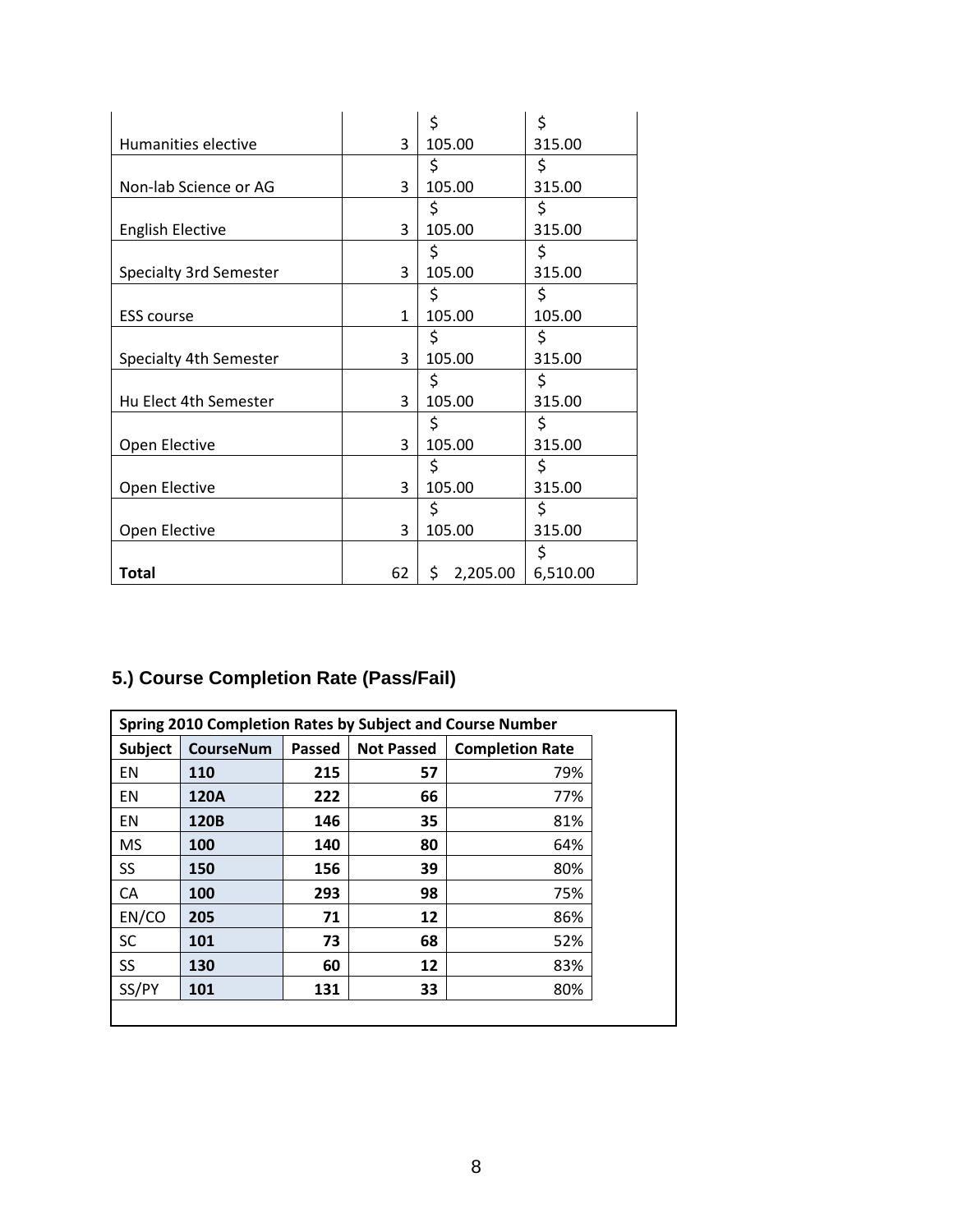| Humanities elective | 3 | $ 105.00 | $ 315.00 |
|---|---|---|---|
| Non-lab Science or AG | 3 | $ 105.00 | $ 315.00 |
| English Elective | 3 | $ 105.00 | $ 315.00 |
| Specialty 3rd Semester | 3 | $ 105.00 | $ 315.00 |
| ESS course | 1 | $ 105.00 | $ 105.00 |
| Specialty 4th Semester | 3 | $ 105.00 | $ 315.00 |
| Hu Elect 4th Semester | 3 | $ 105.00 | $ 315.00 |
| Open Elective | 3 | $ 105.00 | $ 315.00 |
| Open Elective | 3 | $ 105.00 | $ 315.00 |
| Open Elective | 3 | $ 105.00 | $ 315.00 |
| **Total** | 62 | $ 2,205.00 | $ 6,510.00 |

### 5.) Course Completion Rate (Pass/Fail)

| **Spring 2010 Completion Rates by Subject and Course Number** | | | | |
|---|---|---|---|---|
| **Subject** | **CourseNum** | **Passed** | **Not Passed** | **Completion Rate** |
| EN | **110** | **215** | **57** | 79% |
| EN | **120A** | **222** | **66** | 77% |
| EN | **120B** | **146** | **35** | 81% |
| MS | **100** | **140** | **80** | 64% |
| SS | **150** | **156** | **39** | 80% |
| CA | **100** | **293** | **98** | 75% |
| EN/CO | **205** | **71** | **12** | 86% |
| SC | **101** | **73** | **68** | 52% |
| SS | **130** | **60** | **12** | 83% |
| SS/PY | **101** | **131** | **33** | 80% |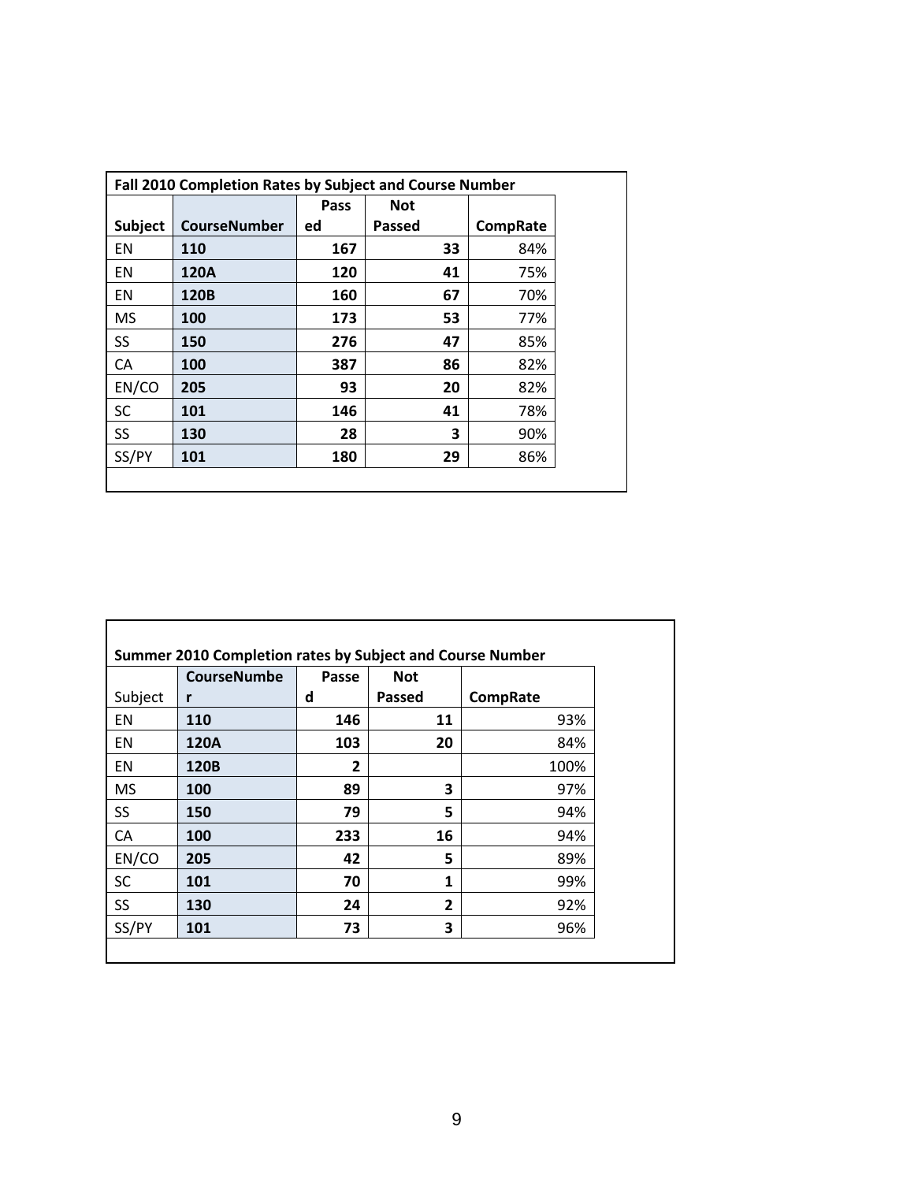**Fall 2010 Completion Rates by Subject and Course Number**

| Subject | CourseNumber | Passed | Not Passed | CompRate |
|---|---|---|---|---|
| EN | 110 | 167 | 33 | 84% |
| EN | 120A | 120 | 41 | 75% |
| EN | 120B | 160 | 67 | 70% |
| MS | 100 | 173 | 53 | 77% |
| SS | 150 | 276 | 47 | 85% |
| CA | 100 | 387 | 86 | 82% |
| EN/CO | 205 | 93 | 20 | 82% |
| SC | 101 | 146 | 41 | 78% |
| SS | 130 | 28 | 3 | 90% |
| SS/PY | 101 | 180 | 29 | 86% |

**Summer 2010 Completion rates by Subject and Course Number**

| Subject | CourseNumber | Passed | Not Passed | CompRate |
|---|---|---|---|---|
| EN | 110 | 146 | 11 | 93% |
| EN | 120A | 103 | 20 | 84% |
| EN | 120B | 2 | | 100% |
| MS | 100 | 89 | 3 | 97% |
| SS | 150 | 79 | 5 | 94% |
| CA | 100 | 233 | 16 | 94% |
| EN/CO | 205 | 42 | 5 | 89% |
| SC | 101 | 70 | 1 | 99% |
| SS | 130 | 24 | 2 | 92% |
| SS/PY | 101 | 73 | 3 | 96% |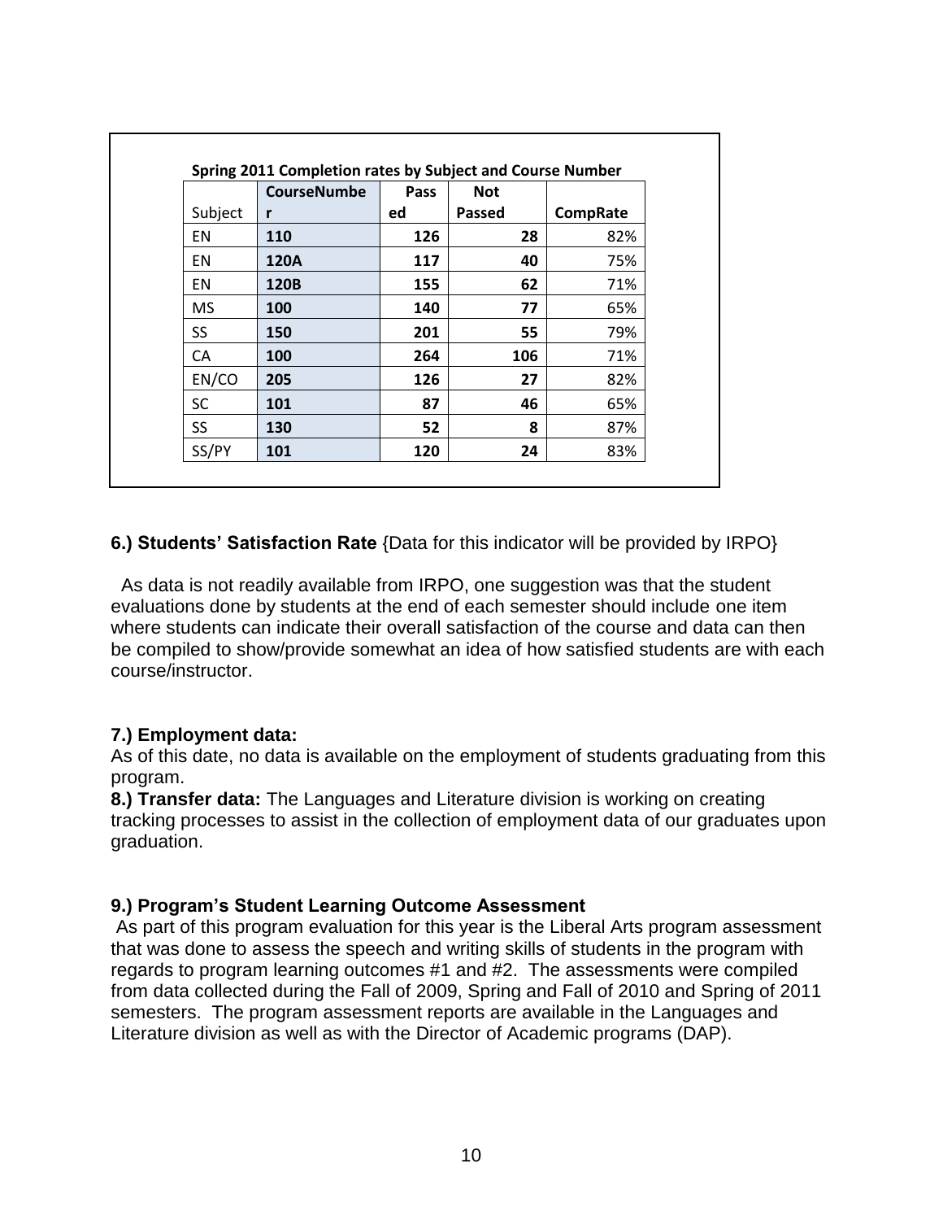**Spring 2011 Completion rates by Subject and Course Number**

| Subject | CourseNumber | Passed | Not Passed | CompRate |
|---|---|---|---|---|
| EN | **110** | **126** | **28** | 82% |
| EN | **120A** | **117** | **40** | 75% |
| EN | **120B** | **155** | **62** | 71% |
| MS | **100** | **140** | **77** | 65% |
| SS | **150** | **201** | **55** | 79% |
| CA | **100** | **264** | **106** | 71% |
| EN/CO | **205** | **126** | **27** | 82% |
| SC | **101** | **87** | **46** | 65% |
| SS | **130** | **52** | **8** | 87% |
| SS/PY | **101** | **120** | **24** | 83% |

**6.) Students' Satisfaction Rate** {Data for this indicator will be provided by IRPO}

As data is not readily available from IRPO, one suggestion was that the student evaluations done by students at the end of each semester should include one item where students can indicate their overall satisfaction of the course and data can then be compiled to show/provide somewhat an idea of how satisfied students are with each course/instructor.

**7.) Employment data:**
As of this date, no data is available on the employment of students graduating from this program.

**8.) Transfer data:** The Languages and Literature division is working on creating tracking processes to assist in the collection of employment data of our graduates upon graduation.

**9.) Program's Student Learning Outcome Assessment**
As part of this program evaluation for this year is the Liberal Arts program assessment that was done to assess the speech and writing skills of students in the program with regards to program learning outcomes #1 and #2. The assessments were compiled from data collected during the Fall of 2009, Spring and Fall of 2010 and Spring of 2011 semesters. The program assessment reports are available in the Languages and Literature division as well as with the Director of Academic programs (DAP).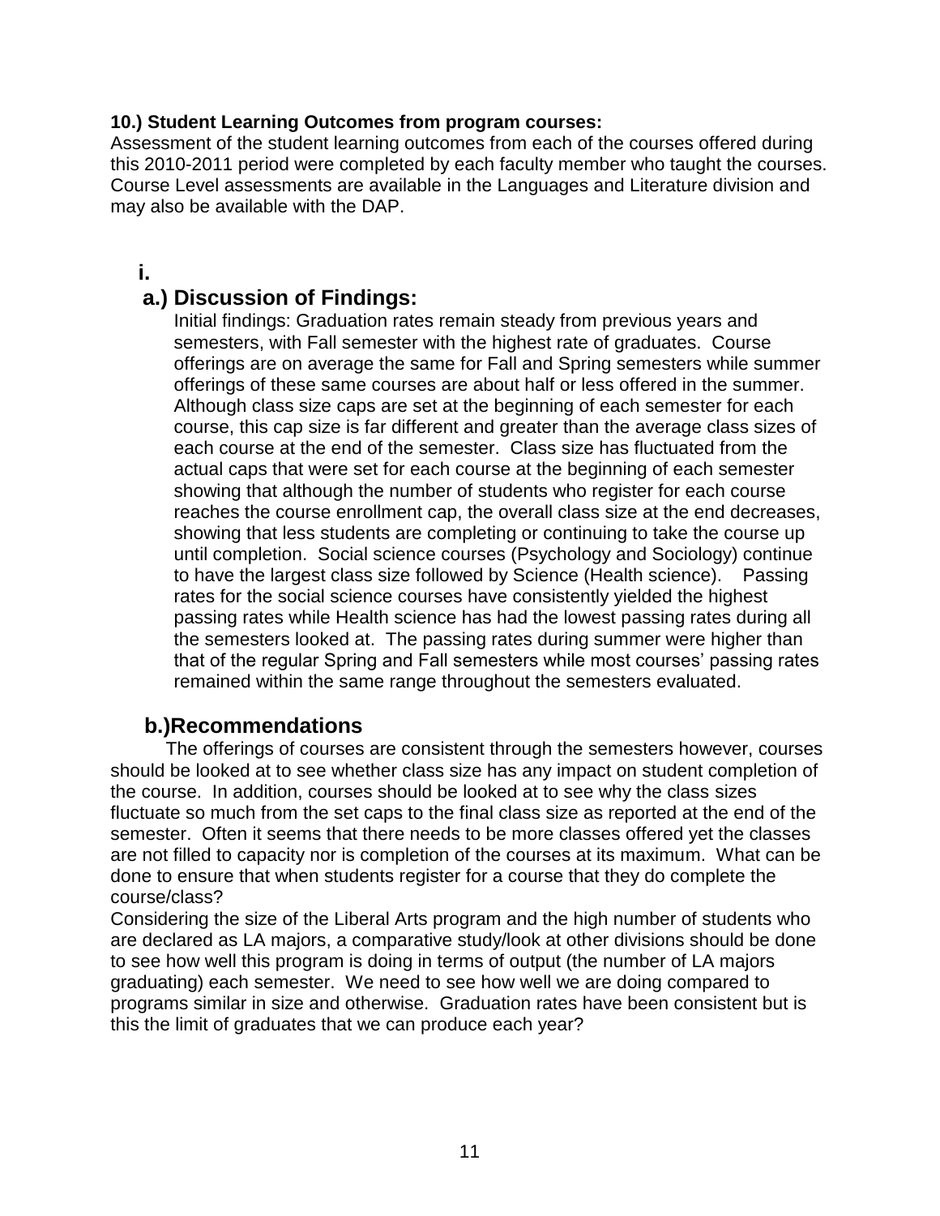**10.) Student Learning Outcomes from program courses:**

Assessment of the student learning outcomes from each of the courses offered during this 2010-2011 period were completed by each faculty member who taught the courses. Course Level assessments are available in the Languages and Literature division and may also be available with the DAP.

**i.**

## a.) Discussion of Findings:

Initial findings: Graduation rates remain steady from previous years and semesters, with Fall semester with the highest rate of graduates. Course offerings are on average the same for Fall and Spring semesters while summer offerings of these same courses are about half or less offered in the summer. Although class size caps are set at the beginning of each semester for each course, this cap size is far different and greater than the average class sizes of each course at the end of the semester. Class size has fluctuated from the actual caps that were set for each course at the beginning of each semester showing that although the number of students who register for each course reaches the course enrollment cap, the overall class size at the end decreases, showing that less students are completing or continuing to take the course up until completion. Social science courses (Psychology and Sociology) continue to have the largest class size followed by Science (Health science). Passing rates for the social science courses have consistently yielded the highest passing rates while Health science has had the lowest passing rates during all the semesters looked at. The passing rates during summer were higher than that of the regular Spring and Fall semesters while most courses' passing rates remained within the same range throughout the semesters evaluated.

## b.)Recommendations

The offerings of courses are consistent through the semesters however, courses should be looked at to see whether class size has any impact on student completion of the course. In addition, courses should be looked at to see why the class sizes fluctuate so much from the set caps to the final class size as reported at the end of the semester. Often it seems that there needs to be more classes offered yet the classes are not filled to capacity nor is completion of the courses at its maximum. What can be done to ensure that when students register for a course that they do complete the course/class?

Considering the size of the Liberal Arts program and the high number of students who are declared as LA majors, a comparative study/look at other divisions should be done to see how well this program is doing in terms of output (the number of LA majors graduating) each semester. We need to see how well we are doing compared to programs similar in size and otherwise. Graduation rates have been consistent but is this the limit of graduates that we can produce each year?